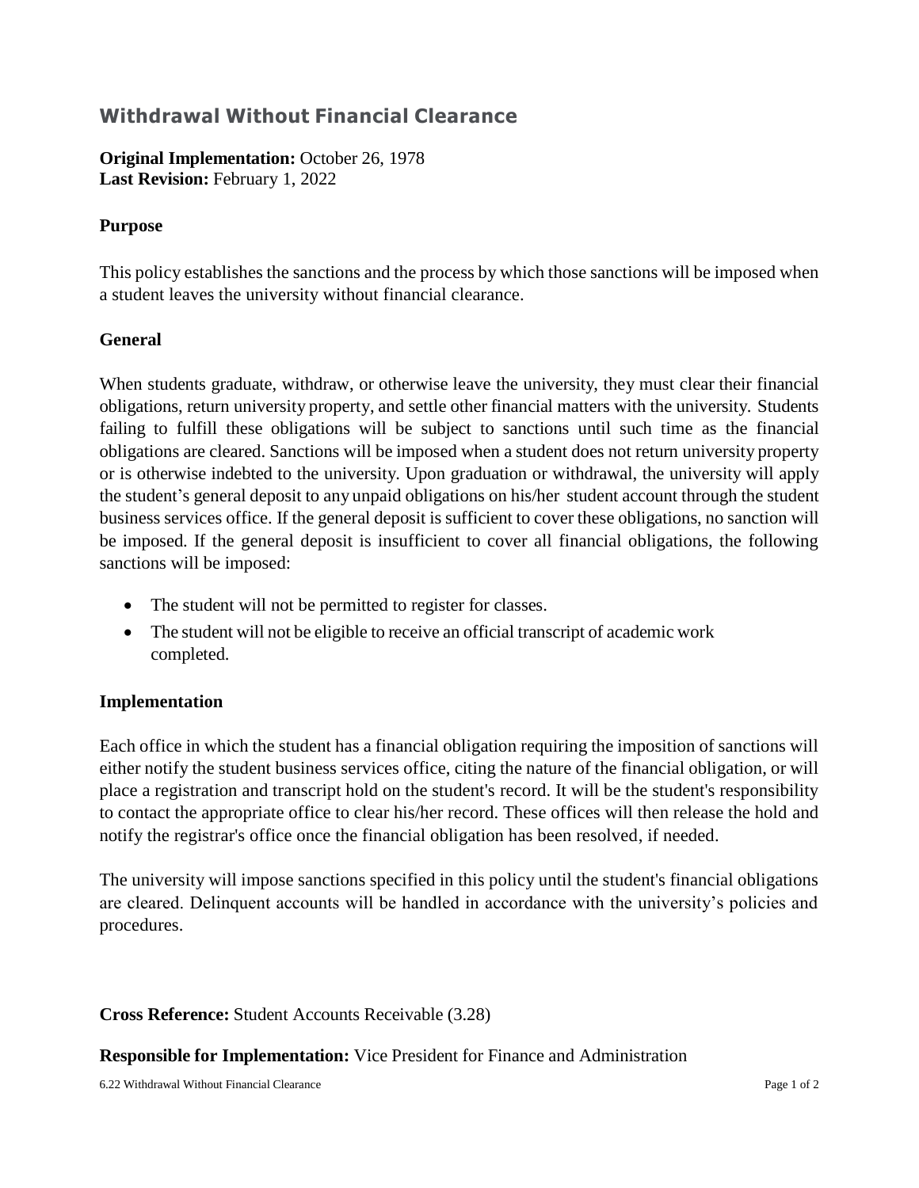## Withdrawal Without Financial Clearance

**Original Implementation:** October 26, 1978
**Last Revision:** February 1, 2022

### Purpose

This policy establishes the sanctions and the process by which those sanctions will be imposed when a student leaves the university without financial clearance.

### General

When students graduate, withdraw, or otherwise leave the university, they must clear their financial obligations, return university property, and settle other financial matters with the university. Students failing to fulfill these obligations will be subject to sanctions until such time as the financial obligations are cleared. Sanctions will be imposed when a student does not return university property or is otherwise indebted to the university. Upon graduation or withdrawal, the university will apply the student's general deposit to any unpaid obligations on his/her student account through the student business services office. If the general deposit is sufficient to cover these obligations, no sanction will be imposed. If the general deposit is insufficient to cover all financial obligations, the following sanctions will be imposed:

- The student will not be permitted to register for classes.
- The student will not be eligible to receive an official transcript of academic work completed.

### Implementation

Each office in which the student has a financial obligation requiring the imposition of sanctions will either notify the student business services office, citing the nature of the financial obligation, or will place a registration and transcript hold on the student's record. It will be the student's responsibility to contact the appropriate office to clear his/her record. These offices will then release the hold and notify the registrar's office once the financial obligation has been resolved, if needed.

The university will impose sanctions specified in this policy until the student's financial obligations are cleared. Delinquent accounts will be handled in accordance with the university's policies and procedures.

**Cross Reference:** Student Accounts Receivable (3.28)

**Responsible for Implementation:** Vice President for Finance and Administration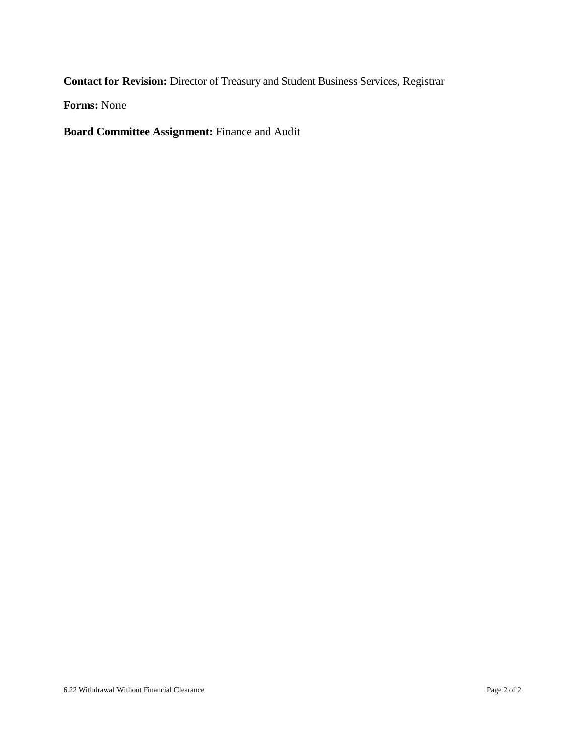**Contact for Revision:** Director of Treasury and Student Business Services, Registrar

**Forms:** None

**Board Committee Assignment:** Finance and Audit